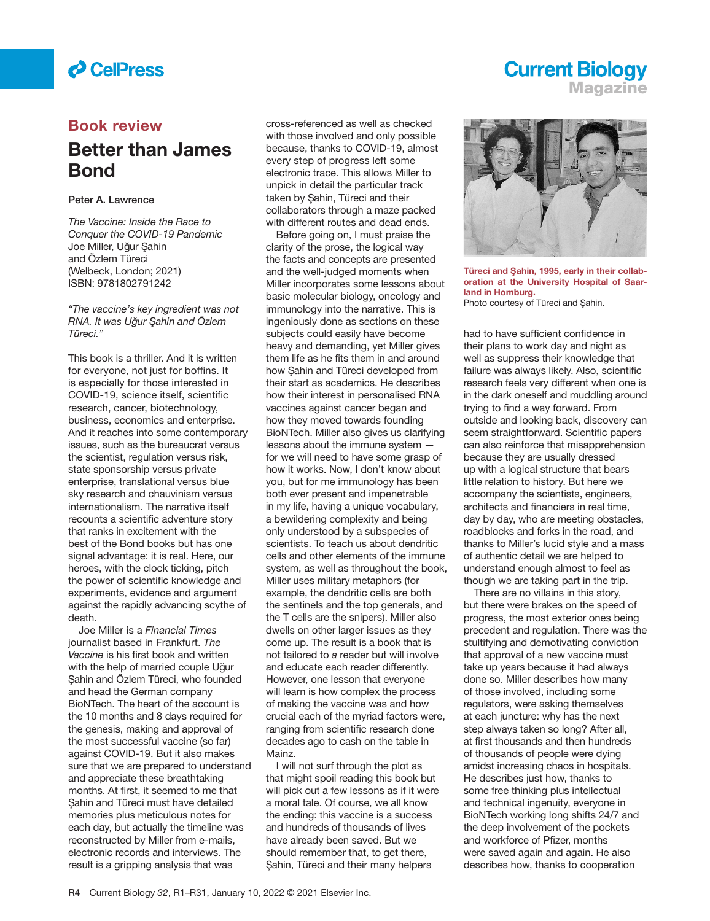## Book review

# Better than James Bond

Peter A. Lawrence

*The Vaccine: Inside the Race to Conquer the COVID-19 Pandemic*
Joe Miller, Uğur Şahin and Özlem Türeci
(Welbeck, London; 2021)
ISBN: 9781802791242

*"The vaccine's key ingredient was not RNA. It was Uğur Şahin and Özlem Türeci."*

This book is a thriller. And it is written for everyone, not just for boffins. It is especially for those interested in COVID-19, science itself, scientific research, cancer, biotechnology, business, economics and enterprise. And it reaches into some contemporary issues, such as the bureaucrat versus the scientist, regulation versus risk, state sponsorship versus private enterprise, translational versus blue sky research and chauvinism versus internationalism. The narrative itself recounts a scientific adventure story that ranks in excitement with the best of the Bond books but has one signal advantage: it is real. Here, our heroes, with the clock ticking, pitch the power of scientific knowledge and experiments, evidence and argument against the rapidly advancing scythe of death.

Joe Miller is a *Financial Times* journalist based in Frankfurt. *The Vaccine* is his first book and written with the help of married couple Uğur Şahin and Özlem Türeci, who founded and head the German company BioNTech. The heart of the account is the 10 months and 8 days required for the genesis, making and approval of the most successful vaccine (so far) against COVID-19. But it also makes sure that we are prepared to understand and appreciate these breathtaking months. At first, it seemed to me that Şahin and Türeci must have detailed memories plus meticulous notes for each day, but actually the timeline was reconstructed by Miller from e-mails, electronic records and interviews. The result is a gripping analysis that was cross-referenced as well as checked with those involved and only possible because, thanks to COVID-19, almost every step of progress left some electronic trace. This allows Miller to unpick in detail the particular track taken by Şahin, Türeci and their collaborators through a maze packed with different routes and dead ends.

Before going on, I must praise the clarity of the prose, the logical way the facts and concepts are presented and the well-judged moments when Miller incorporates some lessons about basic molecular biology, oncology and immunology into the narrative. This is ingeniously done as sections on these subjects could easily have become heavy and demanding, yet Miller gives them life as he fits them in and around how Şahin and Türeci developed from their start as academics. He describes how their interest in personalised RNA vaccines against cancer began and how they moved towards founding BioNTech. Miller also gives us clarifying lessons about the immune system — for we will need to have some grasp of how it works. Now, I don't know about you, but for me immunology has been both ever present and impenetrable in my life, having a unique vocabulary, a bewildering complexity and being only understood by a subspecies of scientists. To teach us about dendritic cells and other elements of the immune system, as well as throughout the book, Miller uses military metaphors (for example, the dendritic cells are both the sentinels and the top generals, and the T cells are the snipers). Miller also dwells on other larger issues as they come up. The result is a book that is not tailored to *a* reader but will involve and educate each reader differently. However, one lesson that everyone will learn is how complex the process of making the vaccine was and how crucial each of the myriad factors were, ranging from scientific research done decades ago to cash on the table in Mainz.

I will not surf through the plot as that might spoil reading this book but will pick out a few lessons as if it were a moral tale. Of course, we all know the ending: this vaccine is a success and hundreds of thousands of lives have already been saved. But we should remember that, to get there, Şahin, Türeci and their many helpers had to have sufficient confidence in their plans to work day and night as well as suppress their knowledge that failure was always likely. Also, scientific research feels very different when one is in the dark oneself and muddling around trying to find a way forward. From outside and looking back, discovery can seem straightforward. Scientific papers can also reinforce that misapprehension because they are usually dressed up with a logical structure that bears little relation to history. But here we accompany the scientists, engineers, architects and financiers in real time, day by day, who are meeting obstacles, roadblocks and forks in the road, and thanks to Miller's lucid style and a mass of authentic detail we are helped to understand enough almost to feel as though we are taking part in the trip.

**Türeci and Şahin, 1995, early in their collaboration at the University Hospital of Saarland in Homburg.**
Photo courtesy of Türeci and Şahin.

There are no villains in this story, but there were brakes on the speed of progress, the most exterior ones being precedent and regulation. There was the stultifying and demotivating conviction that approval of a new vaccine must take up years because it had always done so. Miller describes how many of those involved, including some regulators, were asking themselves at each juncture: why has the next step always taken so long? After all, at first thousands and then hundreds of thousands of people were dying amidst increasing chaos in hospitals. He describes just how, thanks to some free thinking plus intellectual and technical ingenuity, everyone in BioNTech working long shifts 24/7 and the deep involvement of the pockets and workforce of Pfizer, months were saved again and again. He also describes how, thanks to cooperation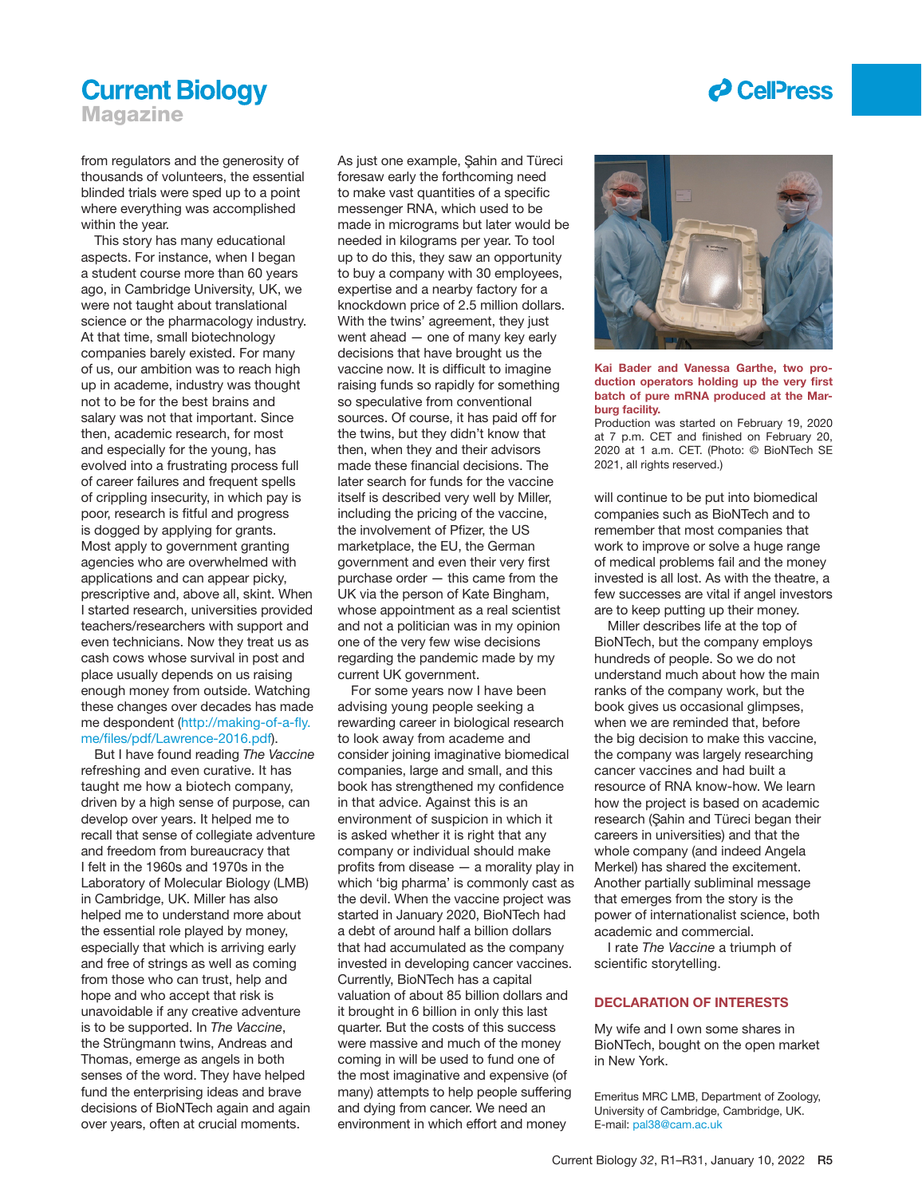from regulators and the generosity of thousands of volunteers, the essential blinded trials were sped up to a point where everything was accomplished within the year.

This story has many educational aspects. For instance, when I began a student course more than 60 years ago, in Cambridge University, UK, we were not taught about translational science or the pharmacology industry. At that time, small biotechnology companies barely existed. For many of us, our ambition was to reach high up in academe, industry was thought not to be for the best brains and salary was not that important. Since then, academic research, for most and especially for the young, has evolved into a frustrating process full of career failures and frequent spells of crippling insecurity, in which pay is poor, research is fitful and progress is dogged by applying for grants. Most apply to government granting agencies who are overwhelmed with applications and can appear picky, prescriptive and, above all, skint. When I started research, universities provided teachers/researchers with support and even technicians. Now they treat us as cash cows whose survival in post and place usually depends on us raising enough money from outside. Watching these changes over decades has made me despondent (http://making-of-a-fly.me/files/pdf/Lawrence-2016.pdf).

But I have found reading *The Vaccine* refreshing and even curative. It has taught me how a biotech company, driven by a high sense of purpose, can develop over years. It helped me to recall that sense of collegiate adventure and freedom from bureaucracy that I felt in the 1960s and 1970s in the Laboratory of Molecular Biology (LMB) in Cambridge, UK. Miller has also helped me to understand more about the essential role played by money, especially that which is arriving early and free of strings as well as coming from those who can trust, help and hope and who accept that risk is unavoidable if any creative adventure is to be supported. In *The Vaccine*, the Strüngmann twins, Andreas and Thomas, emerge as angels in both senses of the word. They have helped fund the enterprising ideas and brave decisions of BioNTech again and again over years, often at crucial moments.

As just one example, Şahin and Türeci foresaw early the forthcoming need to make vast quantities of a specific messenger RNA, which used to be made in micrograms but later would be needed in kilograms per year. To tool up to do this, they saw an opportunity to buy a company with 30 employees, expertise and a nearby factory for a knockdown price of 2.5 million dollars. With the twins' agreement, they just went ahead — one of many key early decisions that have brought us the vaccine now. It is difficult to imagine raising funds so rapidly for something so speculative from conventional sources. Of course, it has paid off for the twins, but they didn't know that then, when they and their advisors made these financial decisions. The later search for funds for the vaccine itself is described very well by Miller, including the pricing of the vaccine, the involvement of Pfizer, the US marketplace, the EU, the German government and even their very first purchase order — this came from the UK via the person of Kate Bingham, whose appointment as a real scientist and not a politician was in my opinion one of the very few wise decisions regarding the pandemic made by my current UK government.

For some years now I have been advising young people seeking a rewarding career in biological research to look away from academe and consider joining imaginative biomedical companies, large and small, and this book has strengthened my confidence in that advice. Against this is an environment of suspicion in which it is asked whether it is right that any company or individual should make profits from disease — a morality play in which 'big pharma' is commonly cast as the devil. When the vaccine project was started in January 2020, BioNTech had a debt of around half a billion dollars that had accumulated as the company invested in developing cancer vaccines. Currently, BioNTech has a capital valuation of about 85 billion dollars and it brought in 6 billion in only this last quarter. But the costs of this success were massive and much of the money coming in will be used to fund one of the most imaginative and expensive (of many) attempts to help people suffering and dying from cancer. We need an environment in which effort and money will continue to be put into biomedical companies such as BioNTech and to remember that most companies that work to improve or solve a huge range of medical problems fail and the money invested is all lost. As with the theatre, a few successes are vital if angel investors are to keep putting up their money.

**Kai Bader and Vanessa Garthe, two production operators holding up the very first batch of pure mRNA produced at the Marburg facility.**
Production was started on February 19, 2020 at 7 p.m. CET and finished on February 20, 2020 at 1 a.m. CET. (Photo: © BioNTech SE 2021, all rights reserved.)

Miller describes life at the top of BioNTech, but the company employs hundreds of people. So we do not understand much about how the main ranks of the company work, but the book gives us occasional glimpses, when we are reminded that, before the big decision to make this vaccine, the company was largely researching cancer vaccines and had built a resource of RNA know-how. We learn how the project is based on academic research (Şahin and Türeci began their careers in universities) and that the whole company (and indeed Angela Merkel) has shared the excitement. Another partially subliminal message that emerges from the story is the power of internationalist science, both academic and commercial.

I rate *The Vaccine* a triumph of scientific storytelling.

## DECLARATION OF INTERESTS

My wife and I own some shares in BioNTech, bought on the open market in New York.

Emeritus MRC LMB, Department of Zoology, University of Cambridge, Cambridge, UK.
E-mail: pal38@cam.ac.uk